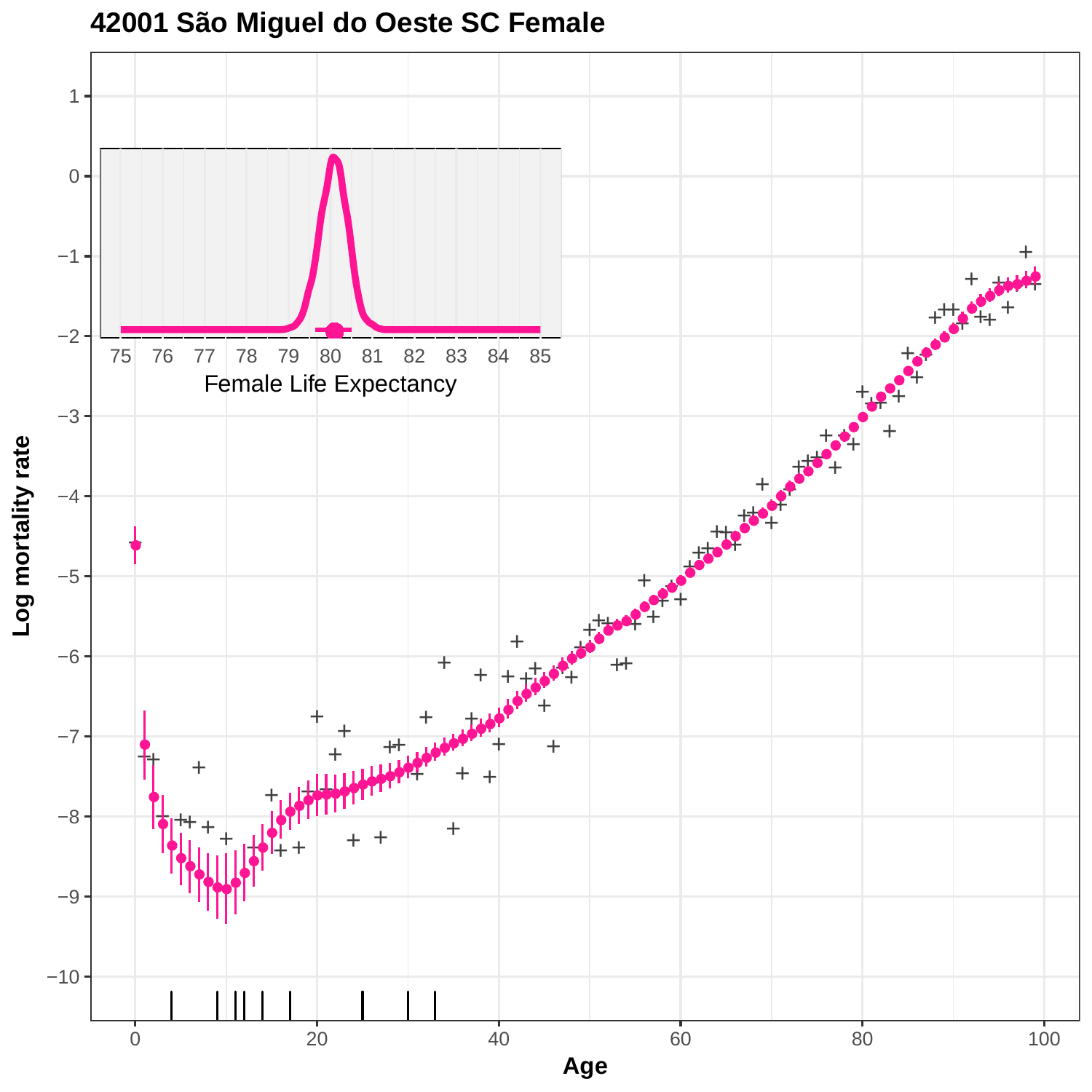# 42001 São Miguel do Oeste SC Female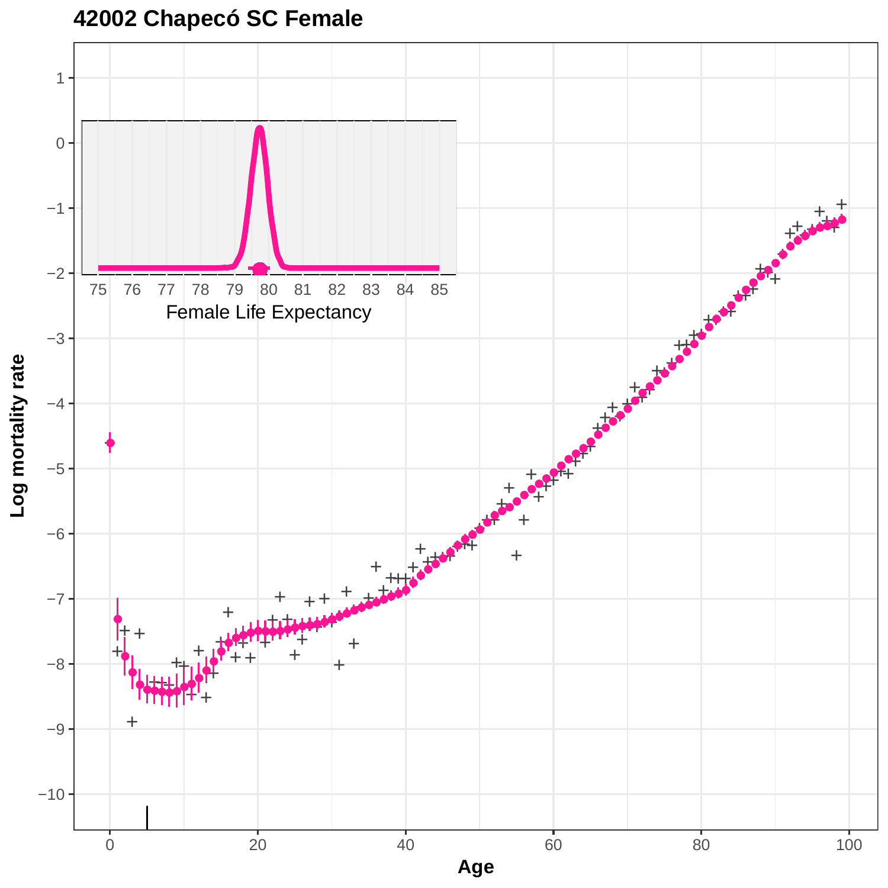# 42002 Chapecó SC Female

Female Life Expectancy

Log mortality rate

Age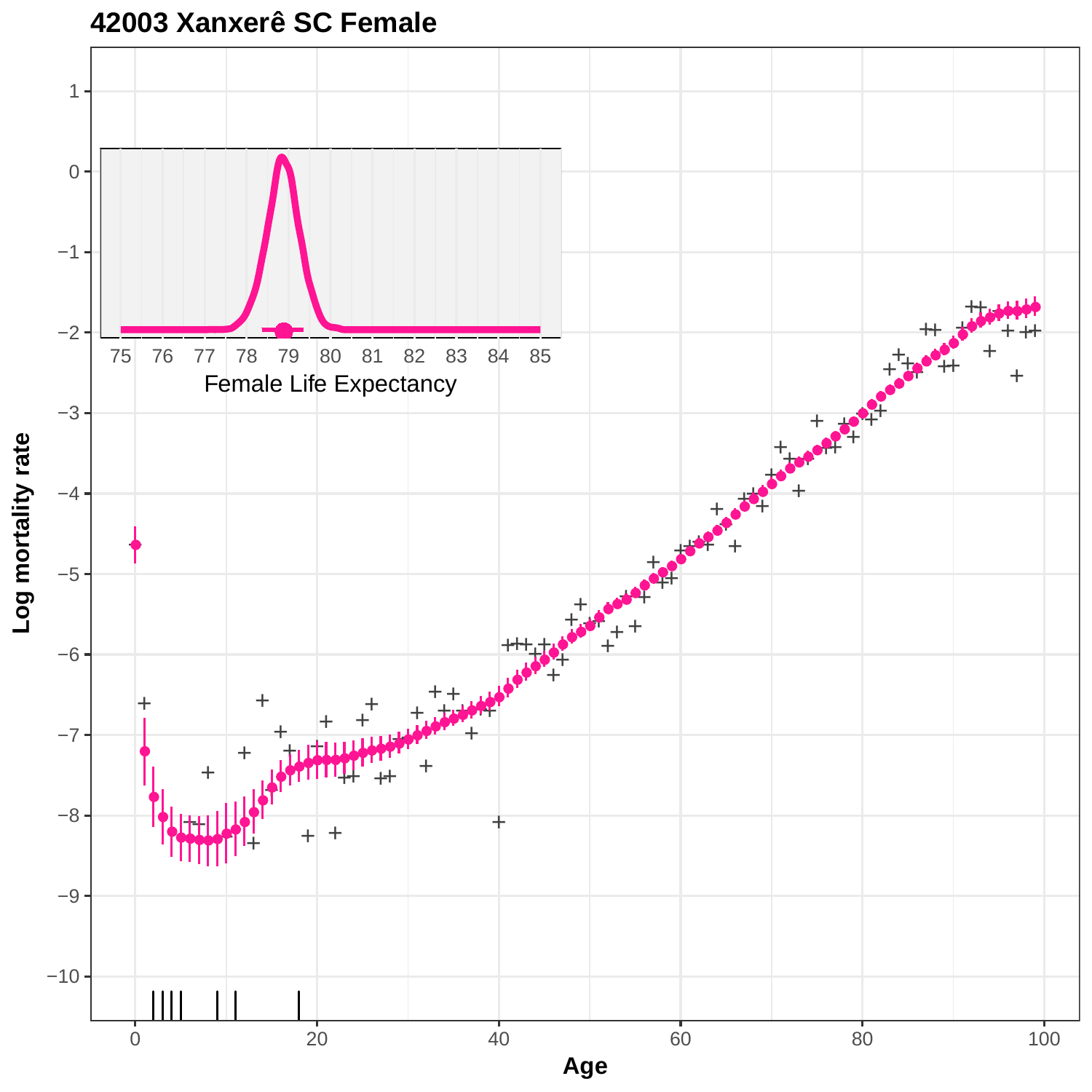**42003 Xanxerê SC Female**

Female Life Expectancy

Log mortality rate

Age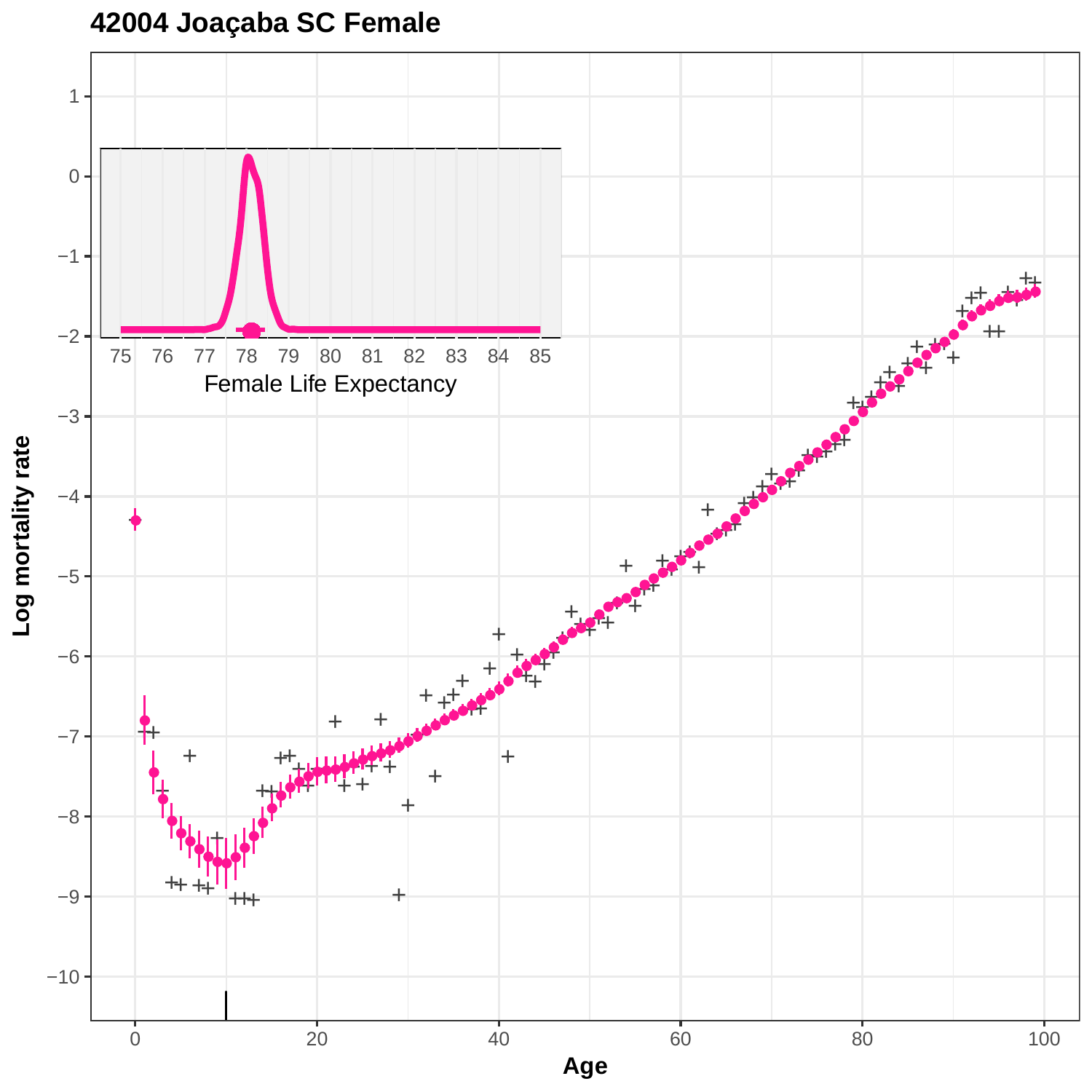# 42004 Joaçaba SC Female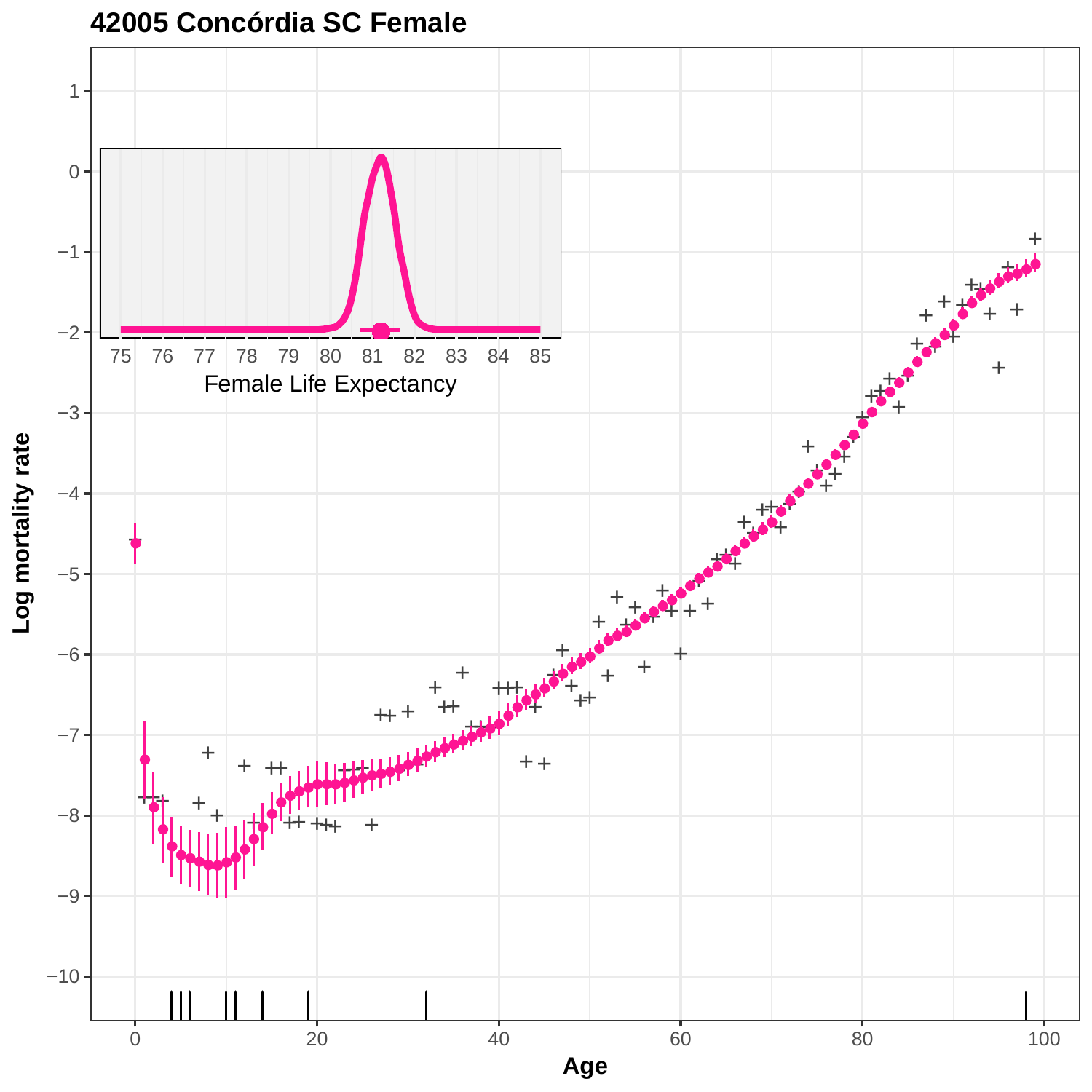# 42005 Concórdia SC Female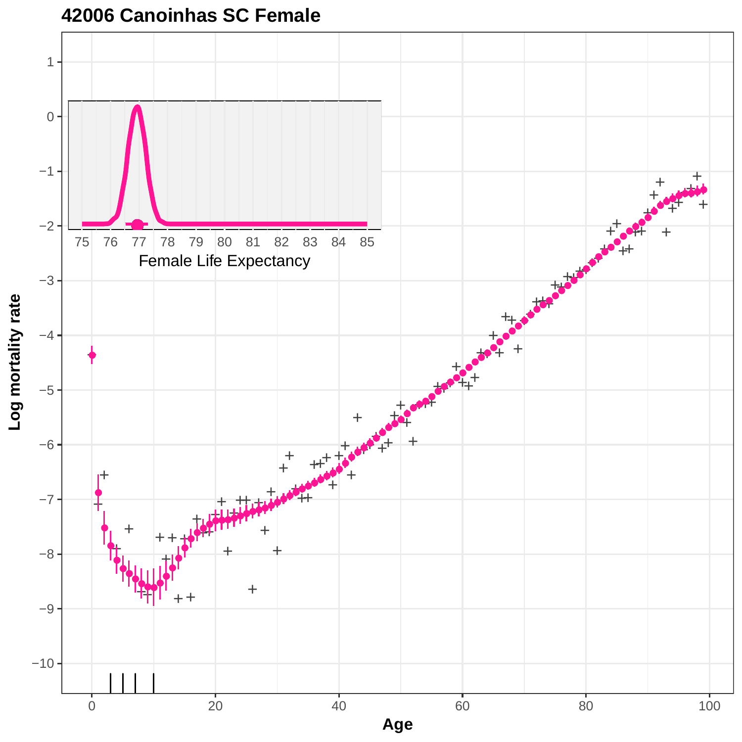# 42006 Canoinhas SC Female

Female Life Expectancy

Log mortality rate

Age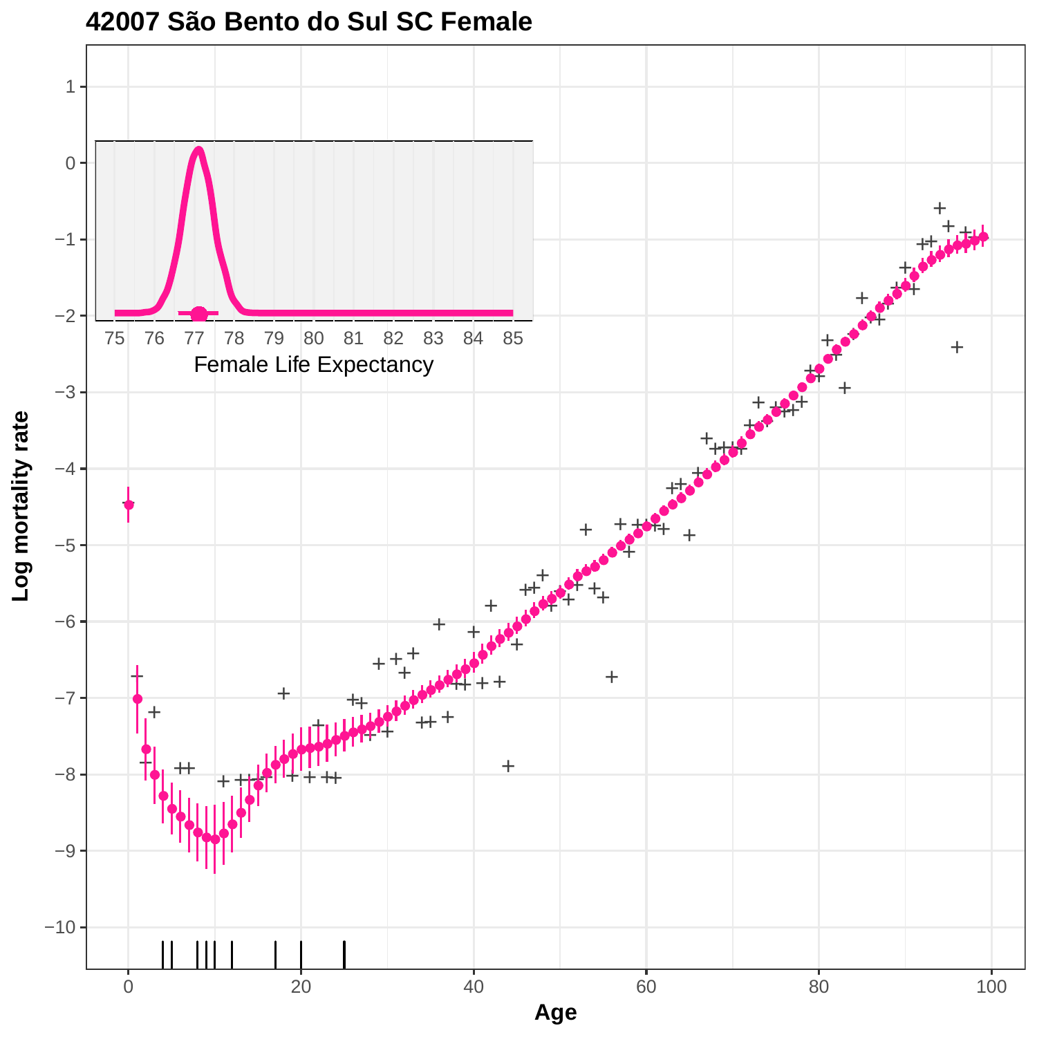# 42007 São Bento do Sul SC Female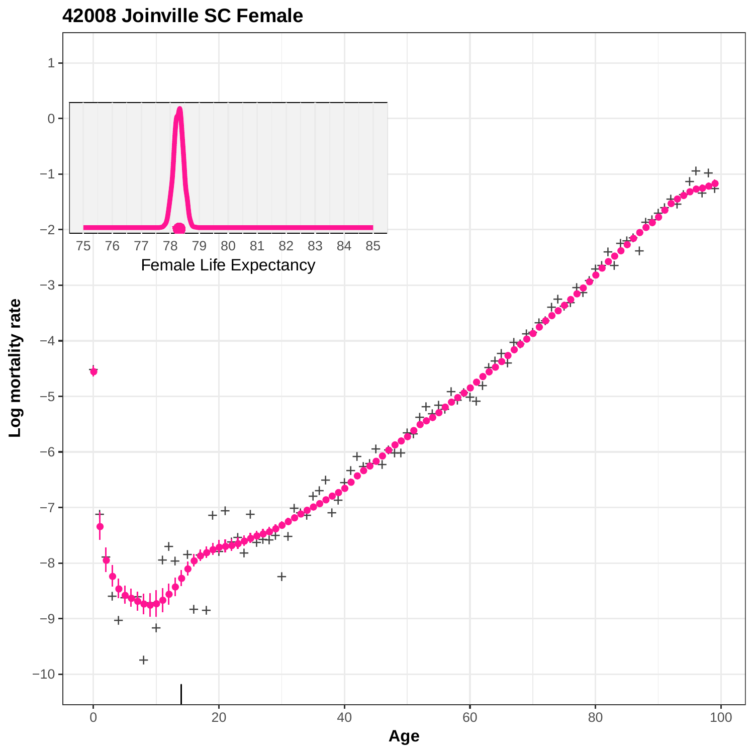**42008 Joinville SC Female**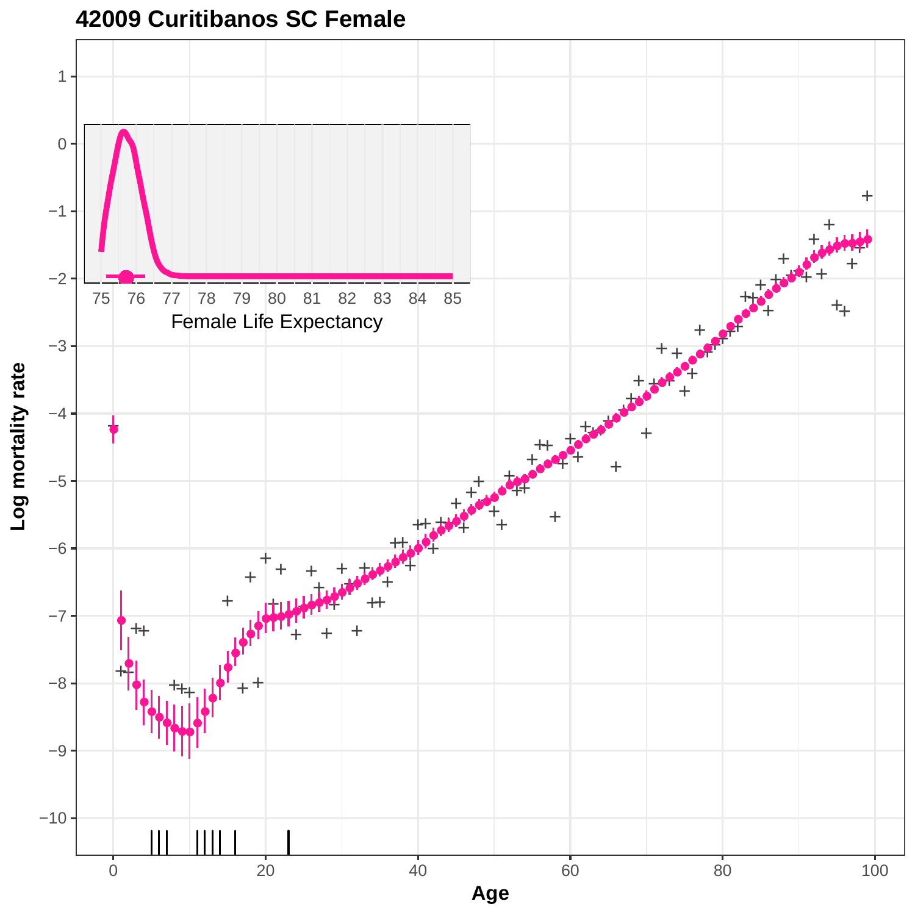# 42009 Curitibanos SC Female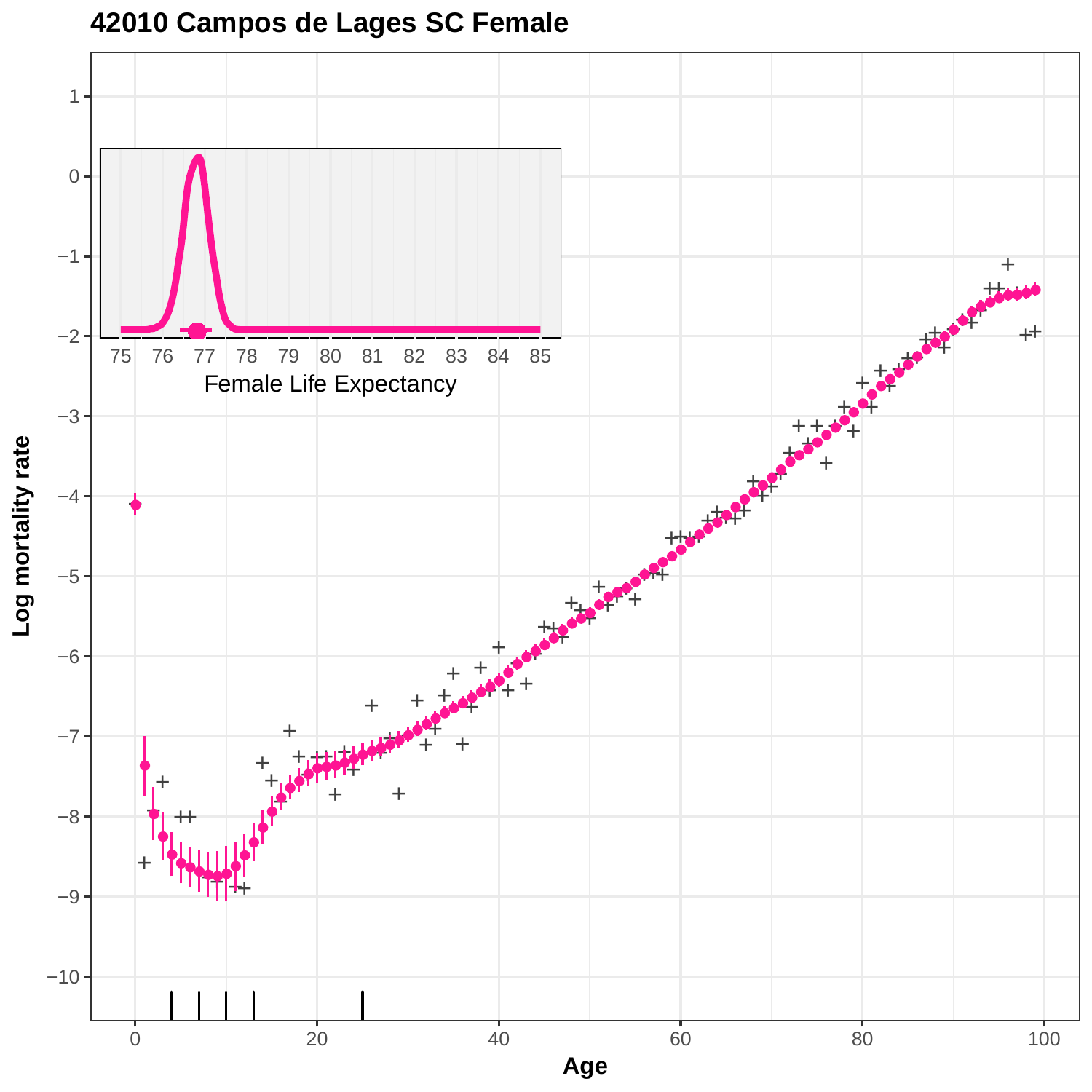# 42010 Campos de Lages SC Female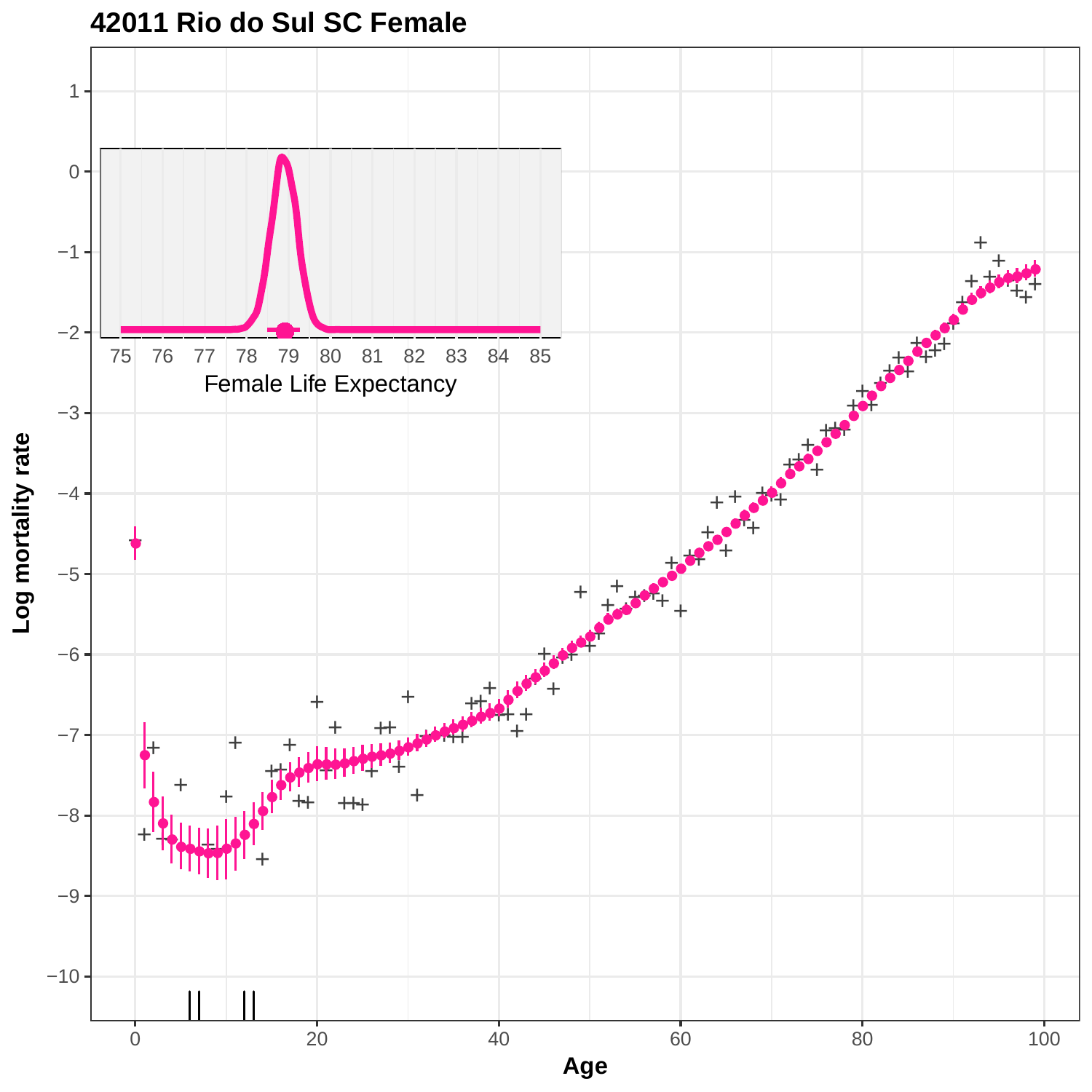# 42011 Rio do Sul SC Female

Log mortality rate

Age

Female Life Expectancy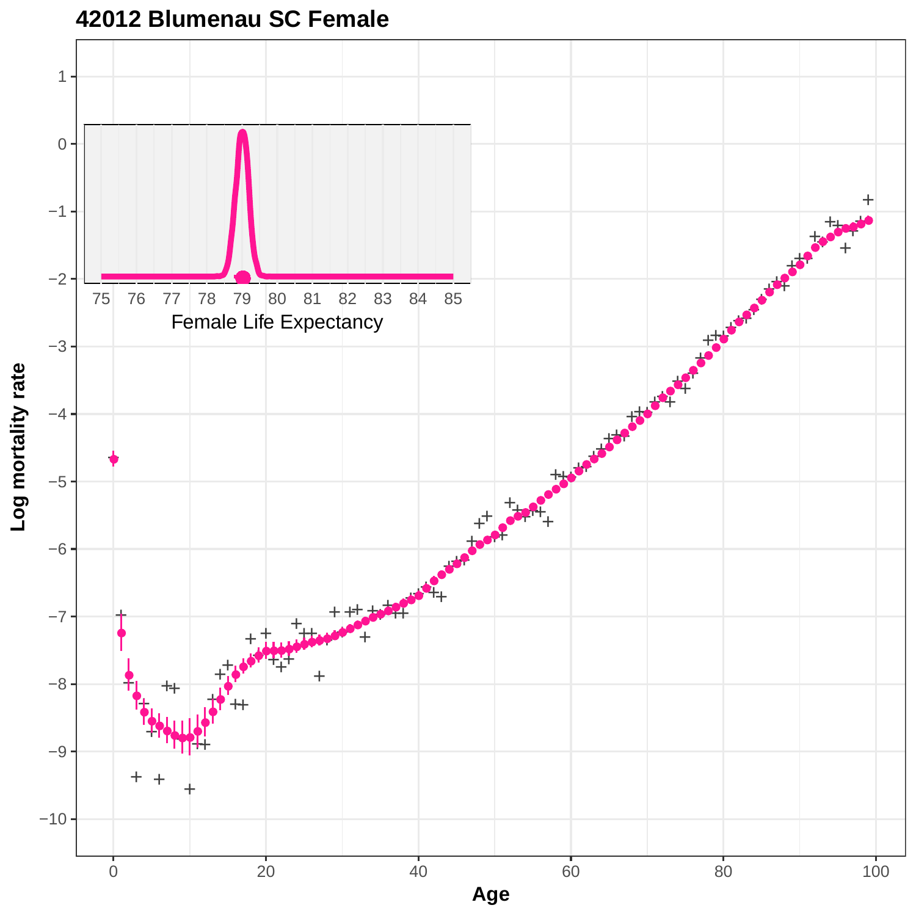## 42012 Blumenau SC Female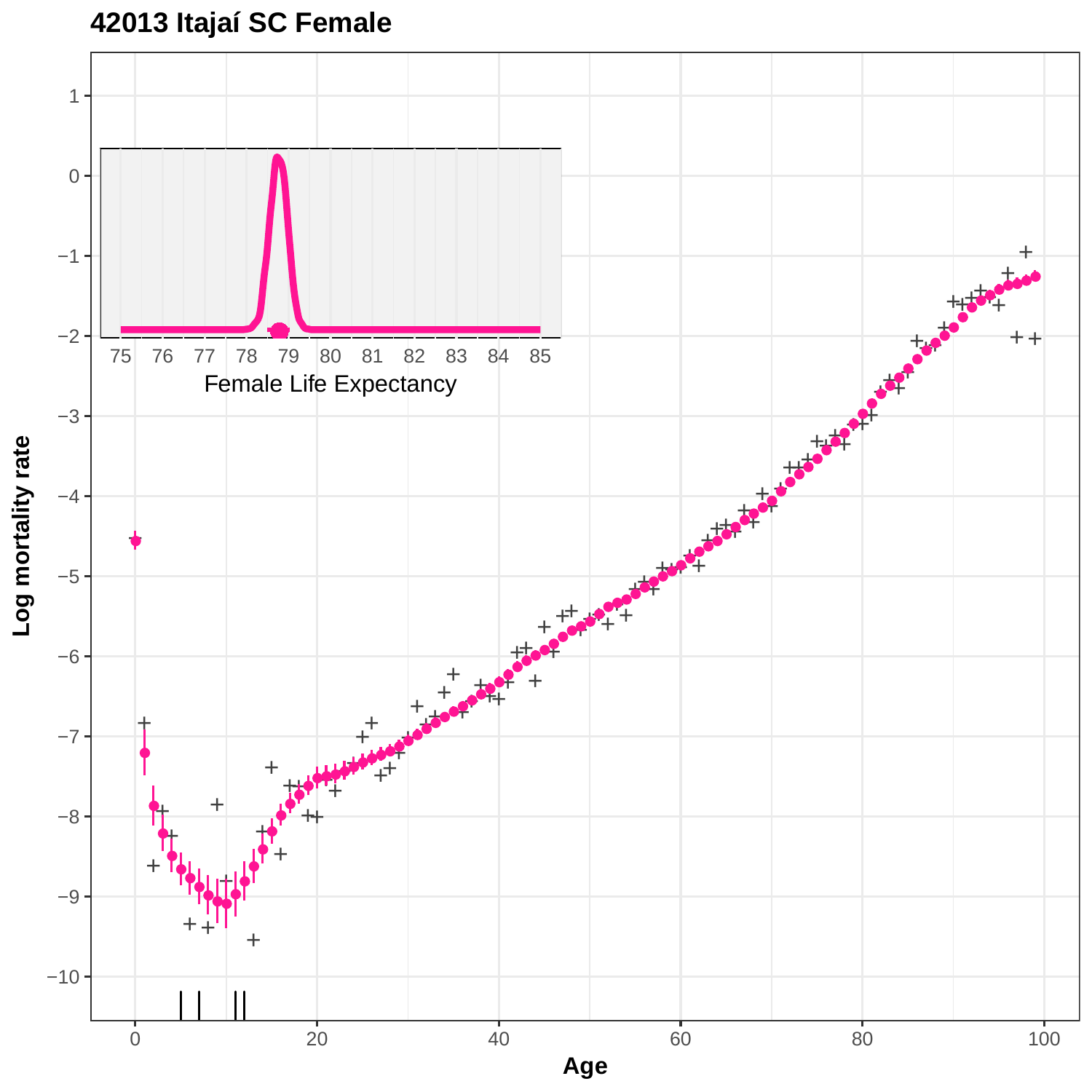# 42013 Itajaí SC Female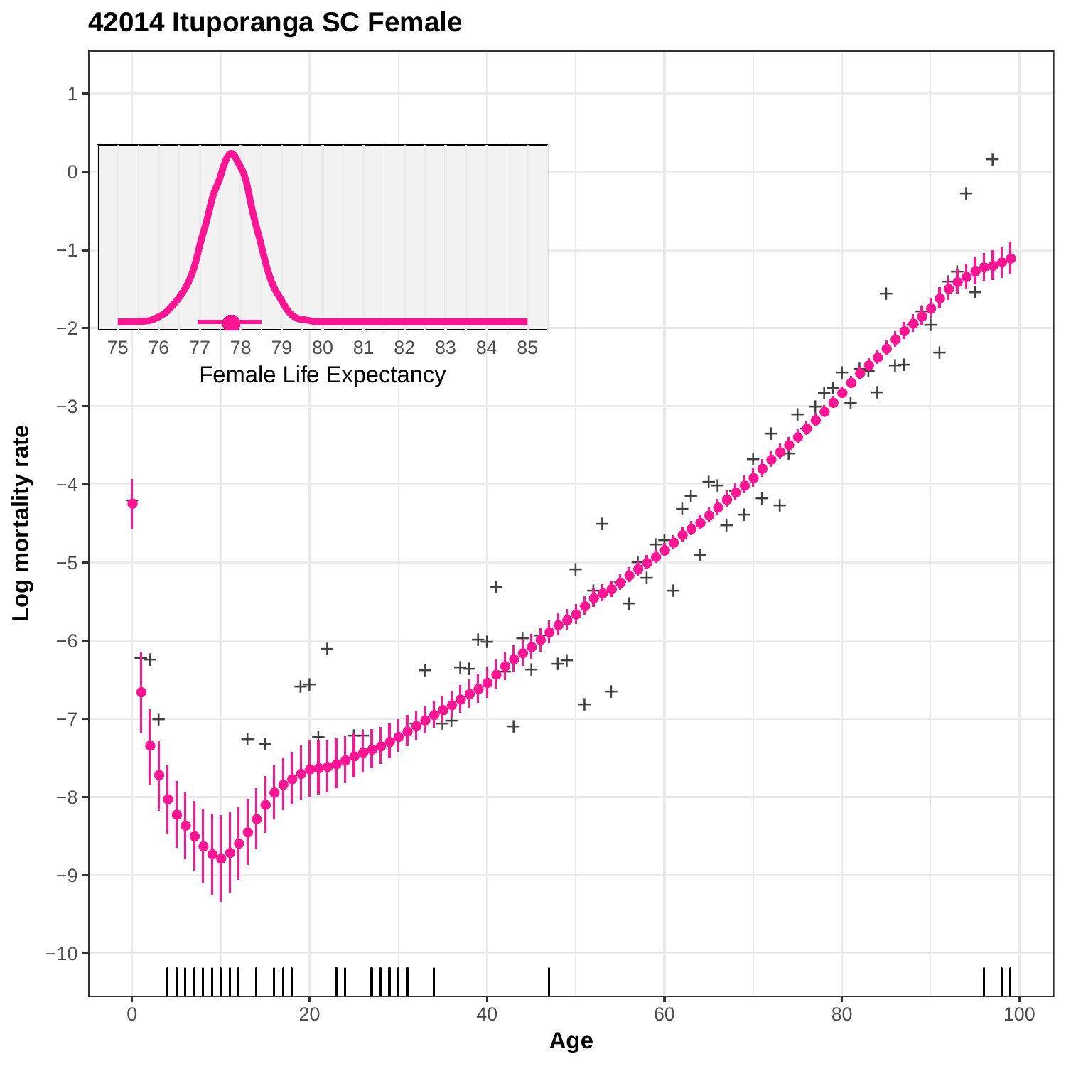# 42014 Ituporanga SC Female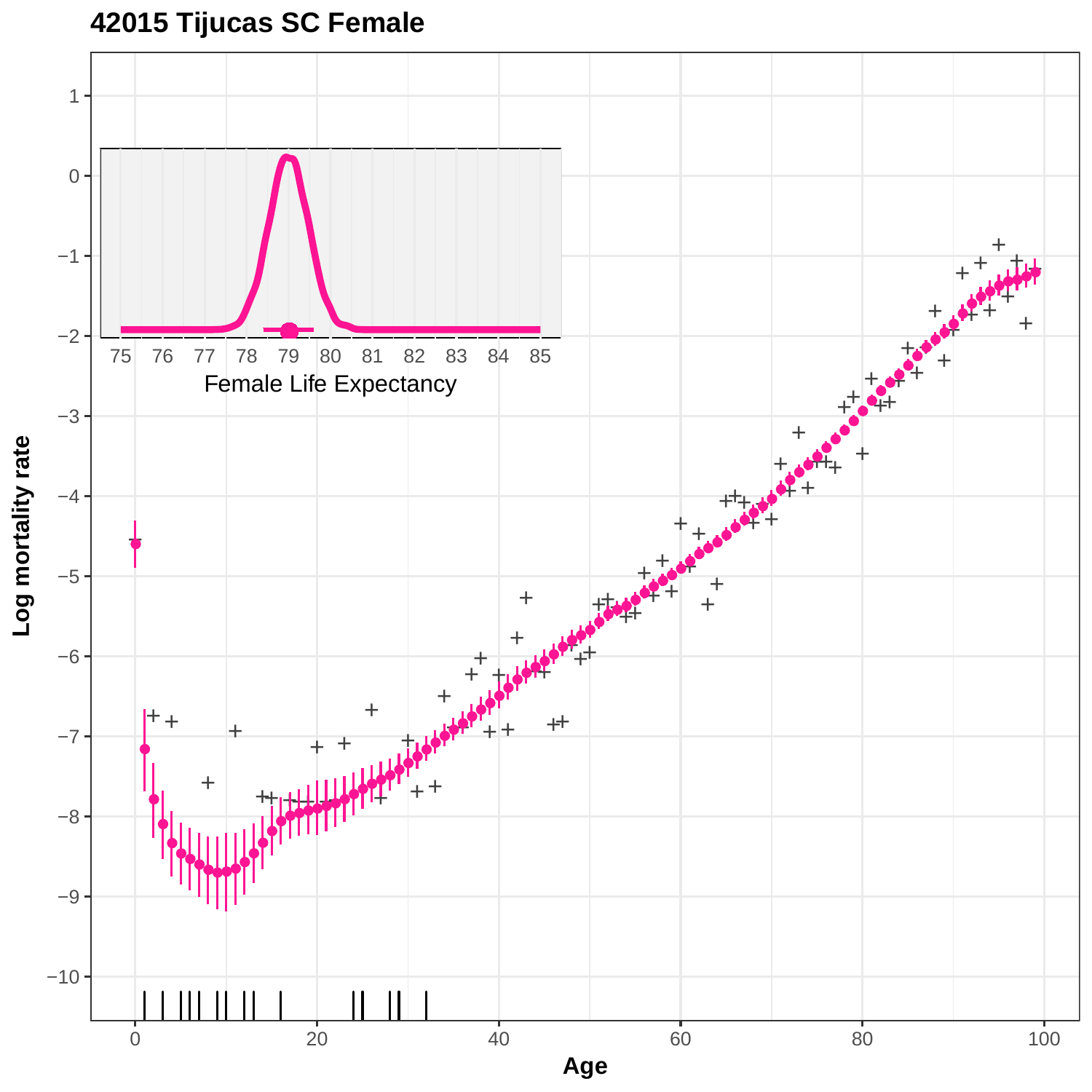**42015 Tijucas SC Female**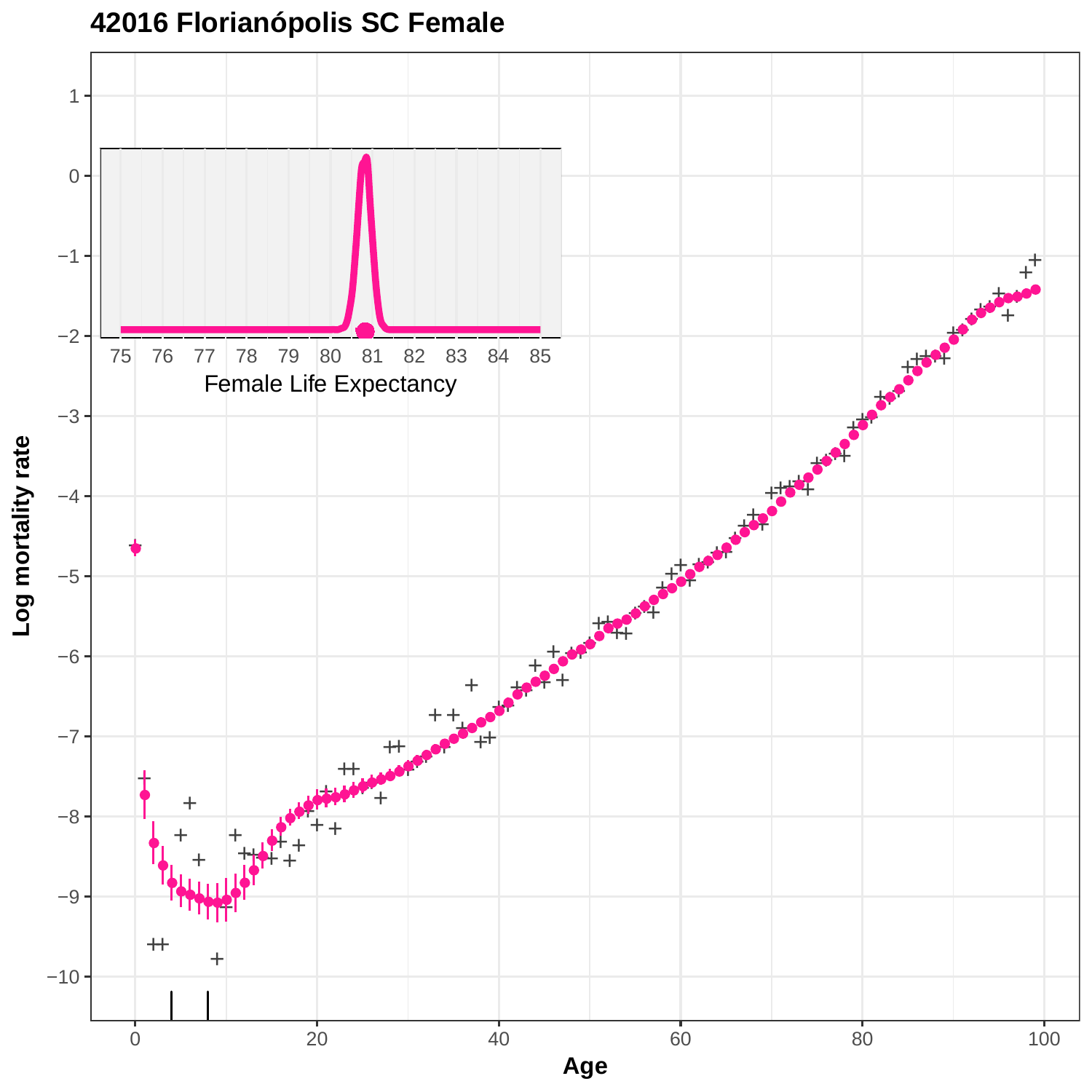# 42016 Florianópolis SC Female

Log mortality rate

Age

Female Life Expectancy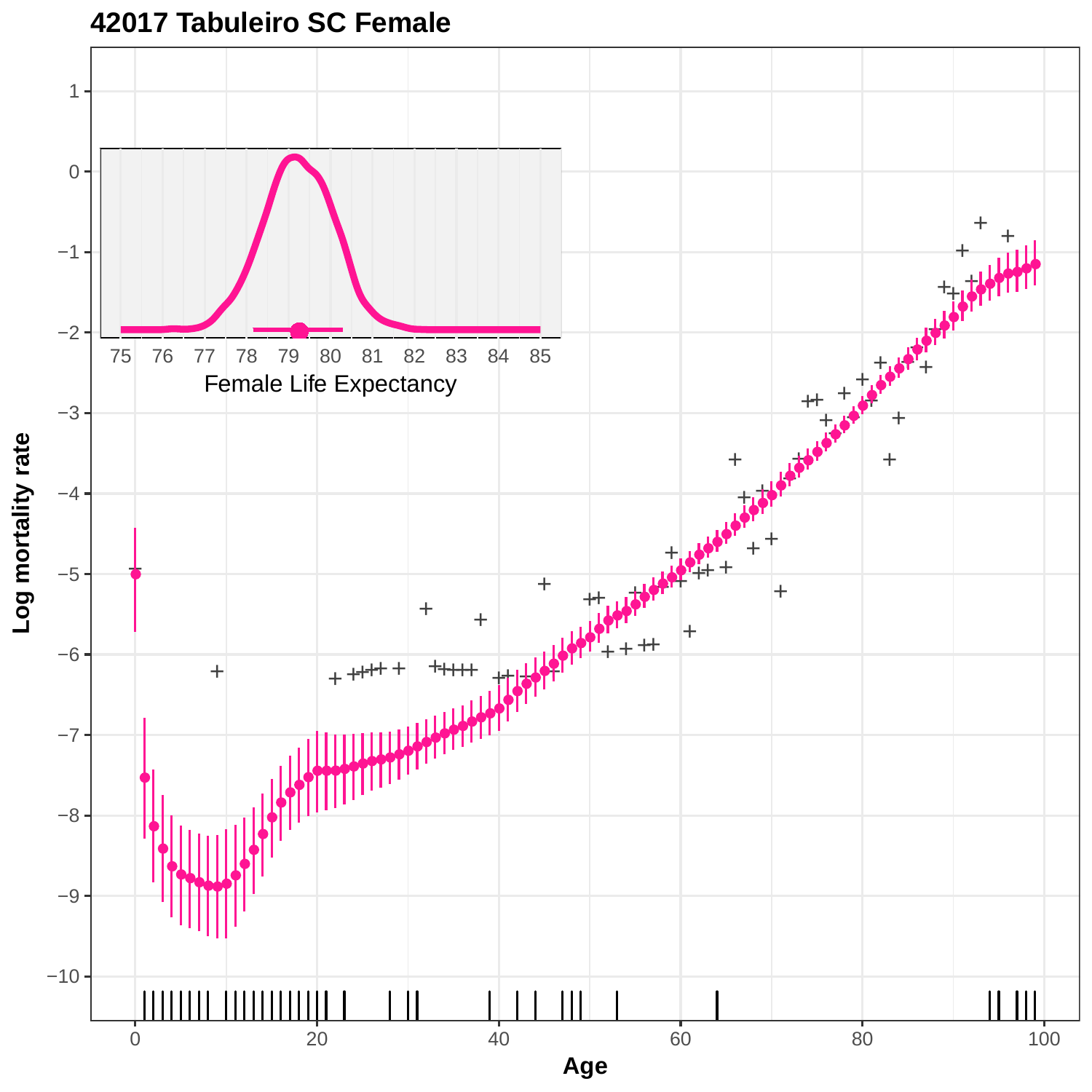# 42017 Tabuleiro SC Female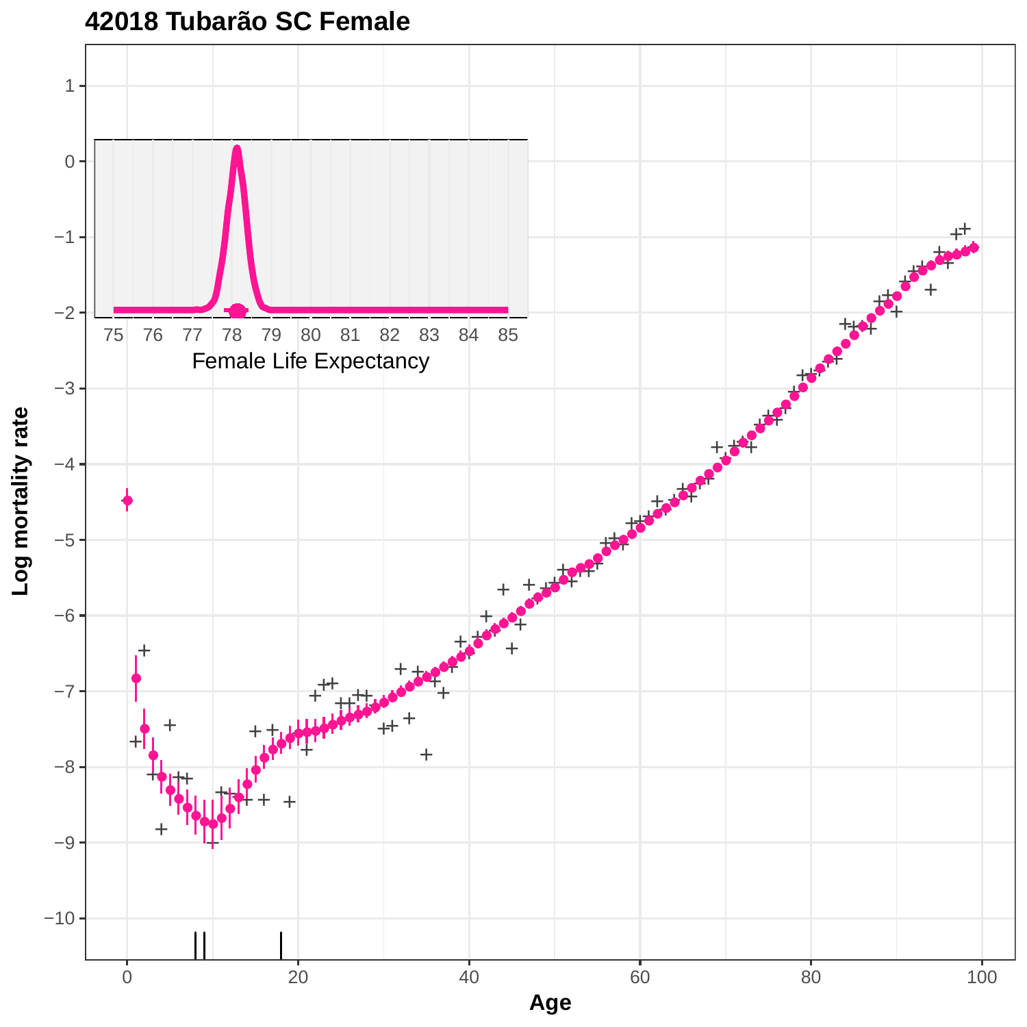**42018 Tubarão SC Female**

Female Life Expectancy

Log mortality rate

Age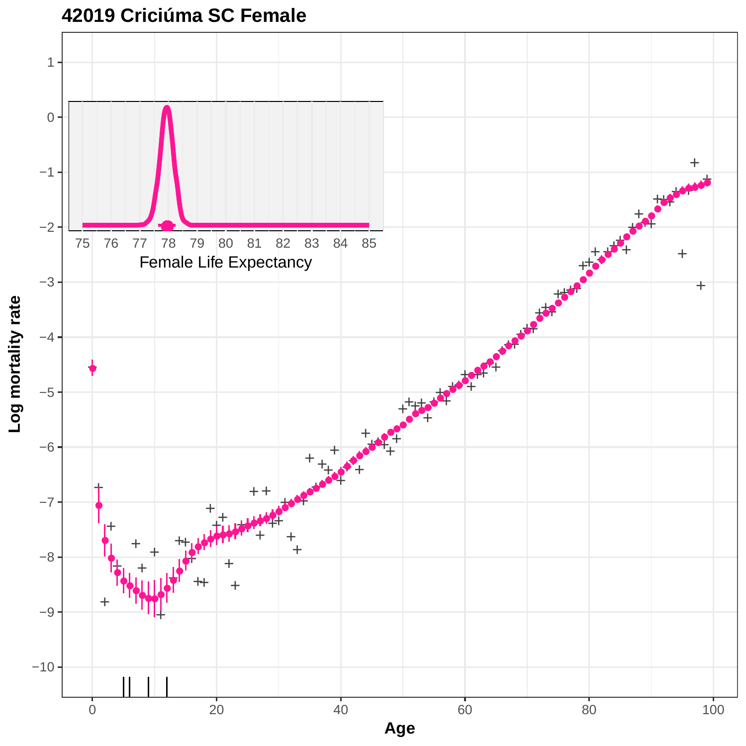**42019 Criciúma SC Female**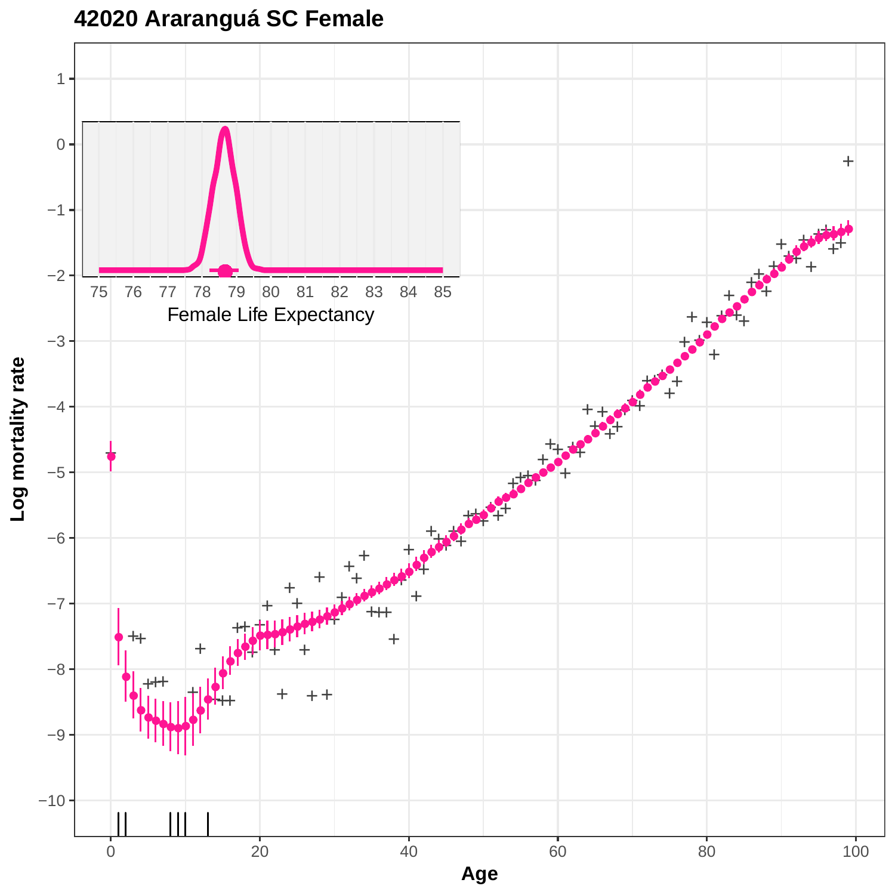**42020 Araranguá SC Female**

Log mortality rate

1
0
−1
−2
−3
−4
−5
−6
−7
−8
−9
−10

Age

0
20
40
60
80
100

Female Life Expectancy

75
76
77
78
79
80
81
82
83
84
85